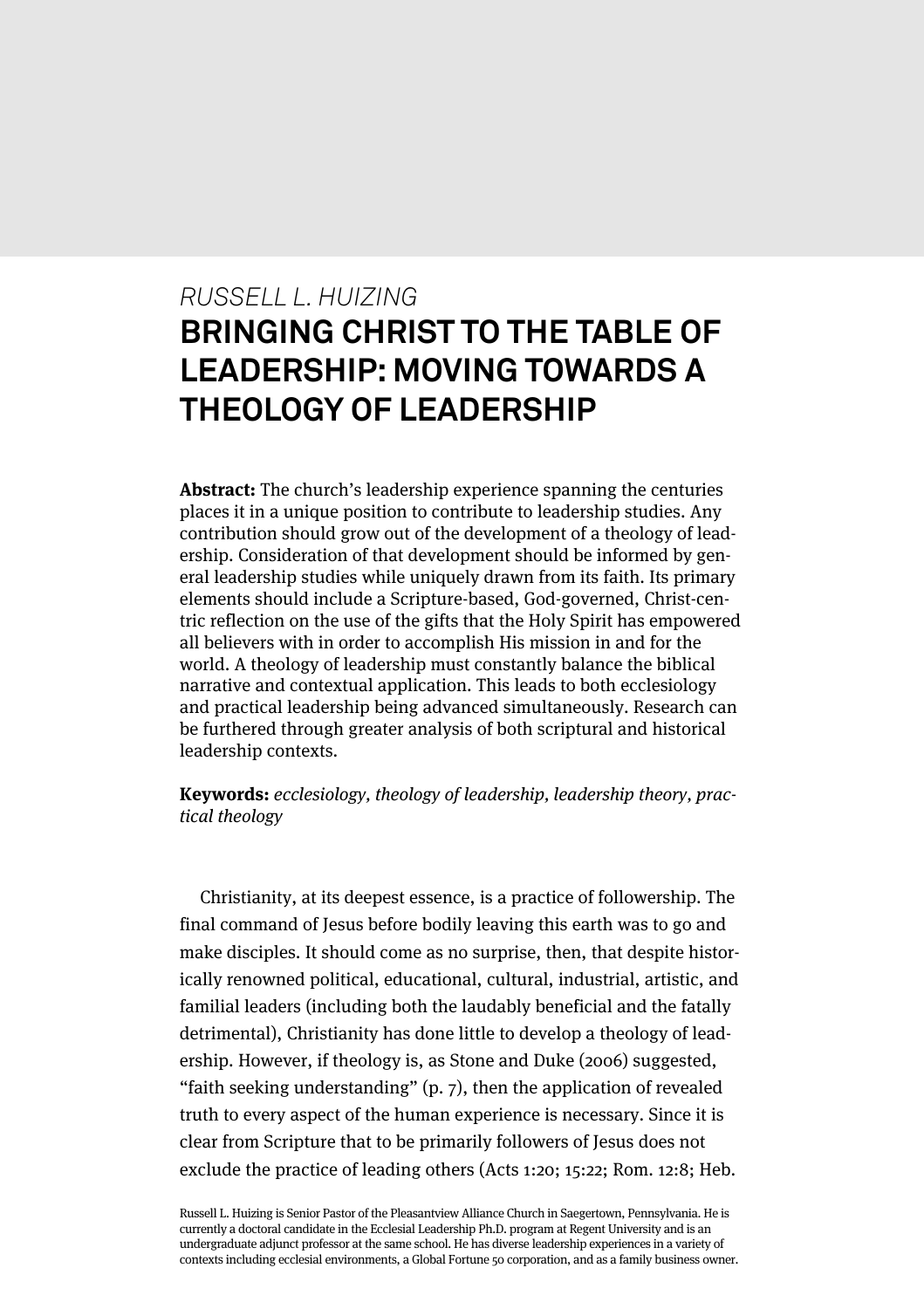RUSSELL L. HUIZING

# BRINGING CHRIST TO THE TABLE OF LEADERSHIP: MOVING TOWARDS A THEOLOGY OF LEADERSHIP

**Abstract:** The church's leadership experience spanning the centuries places it in a unique position to contribute to leadership studies. Any contribution should grow out of the development of a theology of leadership. Consideration of that development should be informed by general leadership studies while uniquely drawn from its faith. Its primary elements should include a Scripture-based, God-governed, Christ-centric reflection on the use of the gifts that the Holy Spirit has empowered all believers with in order to accomplish His mission in and for the world. A theology of leadership must constantly balance the biblical narrative and contextual application. This leads to both ecclesiology and practical leadership being advanced simultaneously. Research can be furthered through greater analysis of both scriptural and historical leadership contexts.

**Keywords:** *ecclesiology, theology of leadership, leadership theory, practical theology*

Christianity, at its deepest essence, is a practice of followership. The final command of Jesus before bodily leaving this earth was to go and make disciples. It should come as no surprise, then, that despite historically renowned political, educational, cultural, industrial, artistic, and familial leaders (including both the laudably beneficial and the fatally detrimental), Christianity has done little to develop a theology of leadership. However, if theology is, as Stone and Duke (2006) suggested, "faith seeking understanding" (p. 7), then the application of revealed truth to every aspect of the human experience is necessary. Since it is clear from Scripture that to be primarily followers of Jesus does not exclude the practice of leading others (Acts 1:20; 15:22; Rom. 12:8; Heb.

Russell L. Huizing is Senior Pastor of the Pleasantview Alliance Church in Saegertown, Pennsylvania. He is currently a doctoral candidate in the Ecclesial Leadership Ph.D. program at Regent University and is an undergraduate adjunct professor at the same school. He has diverse leadership experiences in a variety of contexts including ecclesial environments, a Global Fortune 50 corporation, and as a family business owner.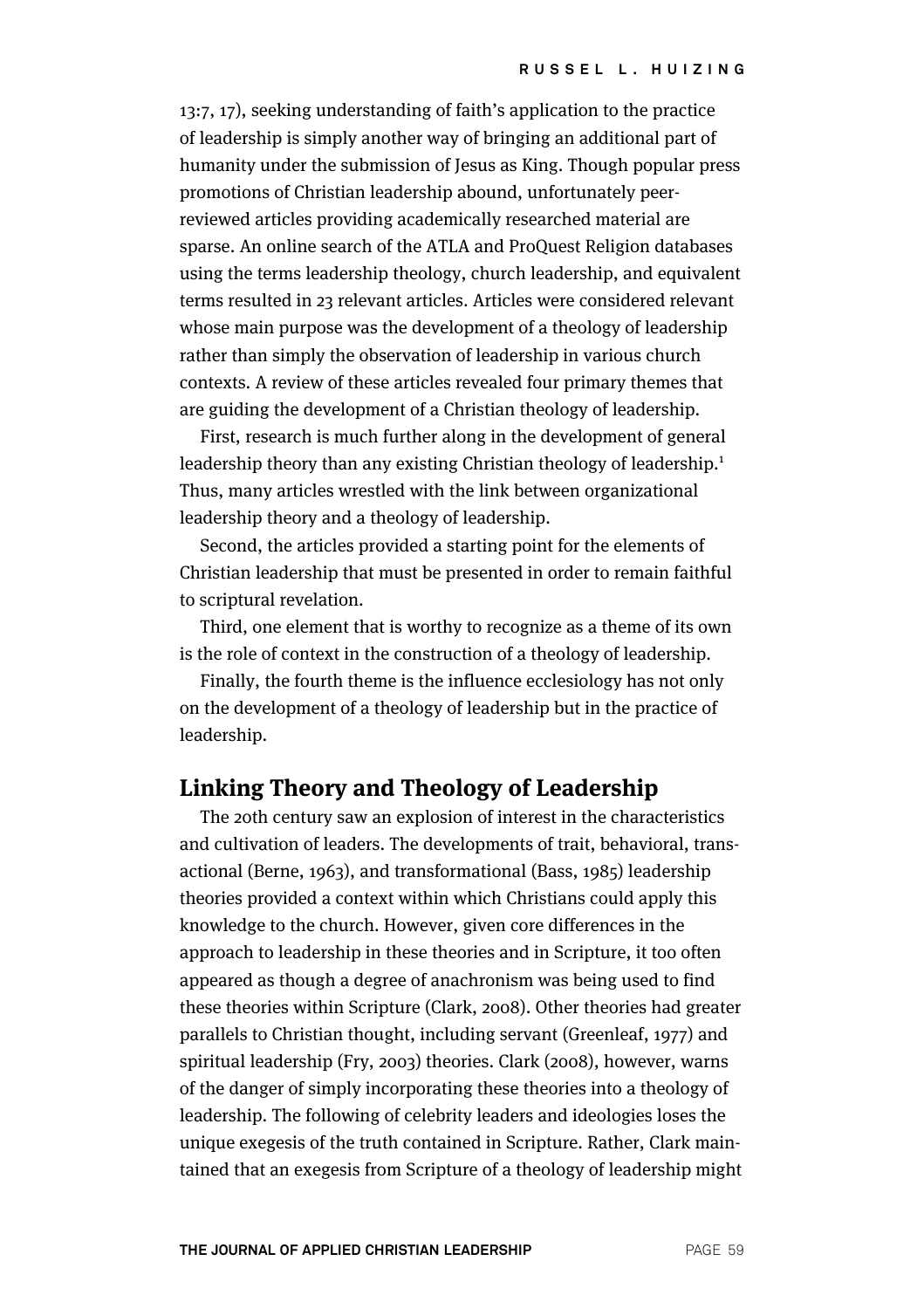13:7, 17), seeking understanding of faith's application to the practice of leadership is simply another way of bringing an additional part of humanity under the submission of Jesus as King. Though popular press promotions of Christian leadership abound, unfortunately peer-reviewed articles providing academically researched material are sparse. An online search of the ATLA and ProQuest Religion databases using the terms leadership theology, church leadership, and equivalent terms resulted in 23 relevant articles. Articles were considered relevant whose main purpose was the development of a theology of leadership rather than simply the observation of leadership in various church contexts. A review of these articles revealed four primary themes that are guiding the development of a Christian theology of leadership.

First, research is much further along in the development of general leadership theory than any existing Christian theology of leadership.[1] Thus, many articles wrestled with the link between organizational leadership theory and a theology of leadership.

Second, the articles provided a starting point for the elements of Christian leadership that must be presented in order to remain faithful to scriptural revelation.

Third, one element that is worthy to recognize as a theme of its own is the role of context in the construction of a theology of leadership.

Finally, the fourth theme is the influence ecclesiology has not only on the development of a theology of leadership but in the practice of leadership.

## Linking Theory and Theology of Leadership

The 20th century saw an explosion of interest in the characteristics and cultivation of leaders. The developments of trait, behavioral, transactional (Berne, 1963), and transformational (Bass, 1985) leadership theories provided a context within which Christians could apply this knowledge to the church. However, given core differences in the approach to leadership in these theories and in Scripture, it too often appeared as though a degree of anachronism was being used to find these theories within Scripture (Clark, 2008). Other theories had greater parallels to Christian thought, including servant (Greenleaf, 1977) and spiritual leadership (Fry, 2003) theories. Clark (2008), however, warns of the danger of simply incorporating these theories into a theology of leadership. The following of celebrity leaders and ideologies loses the unique exegesis of the truth contained in Scripture. Rather, Clark maintained that an exegesis from Scripture of a theology of leadership might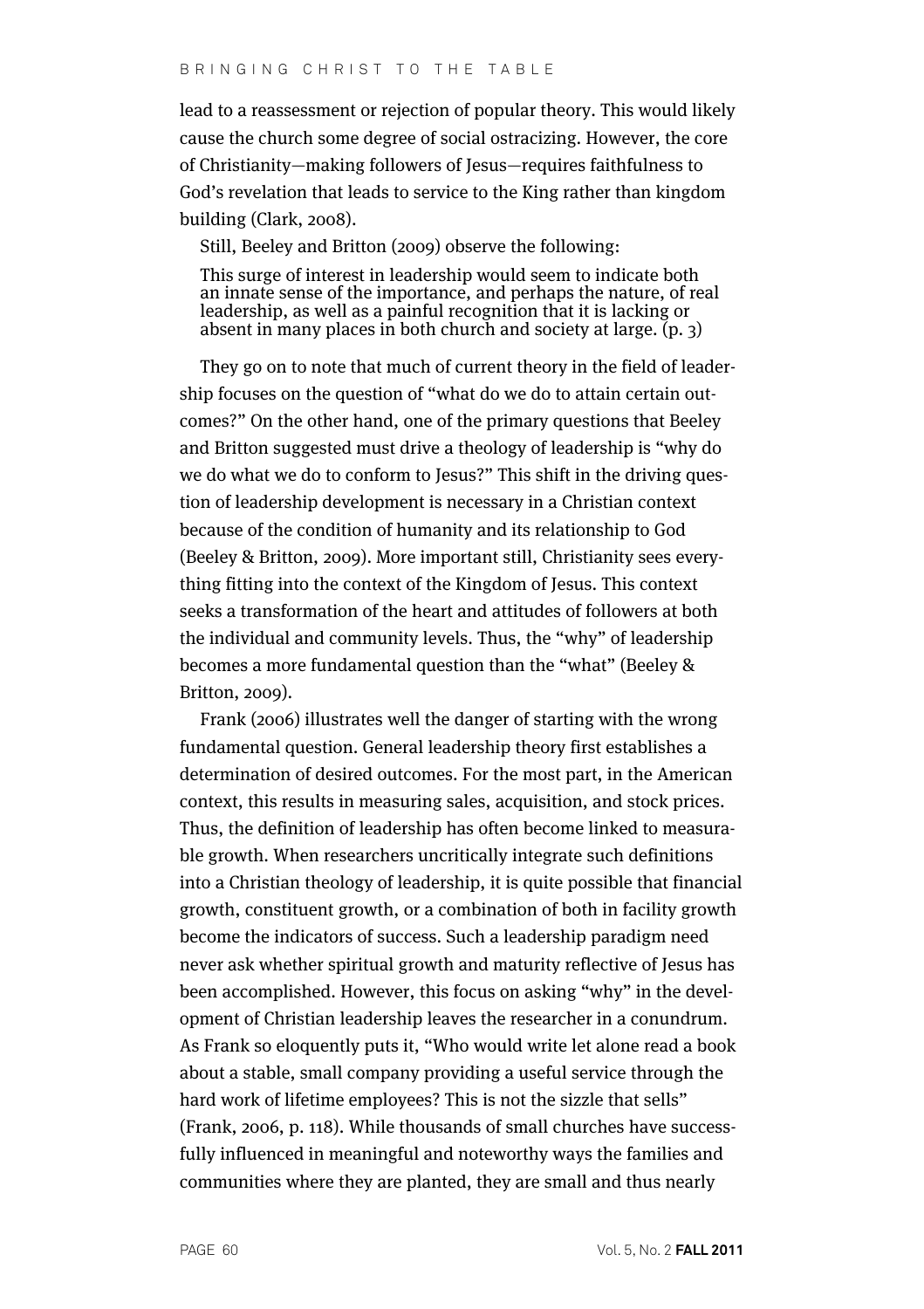lead to a reassessment or rejection of popular theory. This would likely cause the church some degree of social ostracizing. However, the core of Christianity—making followers of Jesus—requires faithfulness to God's revelation that leads to service to the King rather than kingdom building (Clark, 2008).

Still, Beeley and Britton (2009) observe the following:

> This surge of interest in leadership would seem to indicate both an innate sense of the importance, and perhaps the nature, of real leadership, as well as a painful recognition that it is lacking or absent in many places in both church and society at large. (p. 3)

They go on to note that much of current theory in the field of leadership focuses on the question of "what do we do to attain certain outcomes?" On the other hand, one of the primary questions that Beeley and Britton suggested must drive a theology of leadership is "why do we do what we do to conform to Jesus?" This shift in the driving question of leadership development is necessary in a Christian context because of the condition of humanity and its relationship to God (Beeley & Britton, 2009). More important still, Christianity sees everything fitting into the context of the Kingdom of Jesus. This context seeks a transformation of the heart and attitudes of followers at both the individual and community levels. Thus, the "why" of leadership becomes a more fundamental question than the "what" (Beeley & Britton, 2009).

Frank (2006) illustrates well the danger of starting with the wrong fundamental question. General leadership theory first establishes a determination of desired outcomes. For the most part, in the American context, this results in measuring sales, acquisition, and stock prices. Thus, the definition of leadership has often become linked to measurable growth. When researchers uncritically integrate such definitions into a Christian theology of leadership, it is quite possible that financial growth, constituent growth, or a combination of both in facility growth become the indicators of success. Such a leadership paradigm need never ask whether spiritual growth and maturity reflective of Jesus has been accomplished. However, this focus on asking "why" in the development of Christian leadership leaves the researcher in a conundrum. As Frank so eloquently puts it, "Who would write let alone read a book about a stable, small company providing a useful service through the hard work of lifetime employees? This is not the sizzle that sells" (Frank, 2006, p. 118). While thousands of small churches have successfully influenced in meaningful and noteworthy ways the families and communities where they are planted, they are small and thus nearly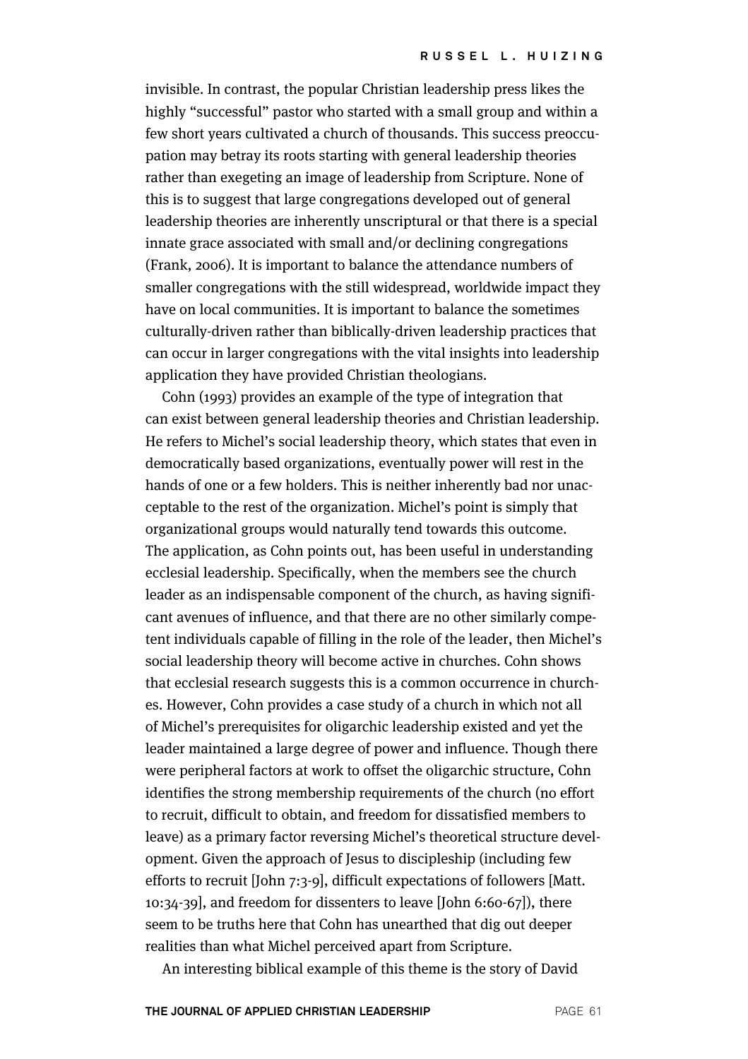invisible. In contrast, the popular Christian leadership press likes the highly "successful" pastor who started with a small group and within a few short years cultivated a church of thousands. This success preoccupation may betray its roots starting with general leadership theories rather than exegeting an image of leadership from Scripture. None of this is to suggest that large congregations developed out of general leadership theories are inherently unscriptural or that there is a special innate grace associated with small and/or declining congregations (Frank, 2006). It is important to balance the attendance numbers of smaller congregations with the still widespread, worldwide impact they have on local communities. It is important to balance the sometimes culturally-driven rather than biblically-driven leadership practices that can occur in larger congregations with the vital insights into leadership application they have provided Christian theologians.

Cohn (1993) provides an example of the type of integration that can exist between general leadership theories and Christian leadership. He refers to Michel's social leadership theory, which states that even in democratically based organizations, eventually power will rest in the hands of one or a few holders. This is neither inherently bad nor unacceptable to the rest of the organization. Michel's point is simply that organizational groups would naturally tend towards this outcome. The application, as Cohn points out, has been useful in understanding ecclesial leadership. Specifically, when the members see the church leader as an indispensable component of the church, as having significant avenues of influence, and that there are no other similarly competent individuals capable of filling in the role of the leader, then Michel's social leadership theory will become active in churches. Cohn shows that ecclesial research suggests this is a common occurrence in churches. However, Cohn provides a case study of a church in which not all of Michel's prerequisites for oligarchic leadership existed and yet the leader maintained a large degree of power and influence. Though there were peripheral factors at work to offset the oligarchic structure, Cohn identifies the strong membership requirements of the church (no effort to recruit, difficult to obtain, and freedom for dissatisfied members to leave) as a primary factor reversing Michel's theoretical structure development. Given the approach of Jesus to discipleship (including few efforts to recruit [John 7:3-9], difficult expectations of followers [Matt. 10:34-39], and freedom for dissenters to leave [John 6:60-67]), there seem to be truths here that Cohn has unearthed that dig out deeper realities than what Michel perceived apart from Scripture.

An interesting biblical example of this theme is the story of David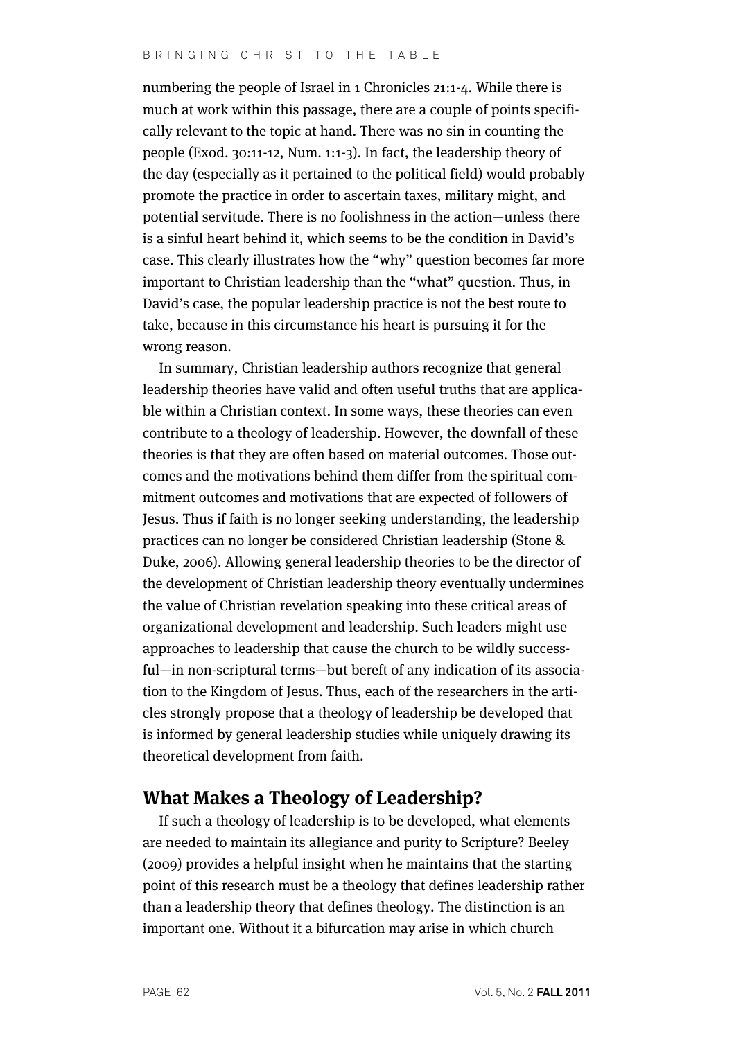numbering the people of Israel in 1 Chronicles 21:1-4. While there is much at work within this passage, there are a couple of points specifically relevant to the topic at hand. There was no sin in counting the people (Exod. 30:11-12, Num. 1:1-3). In fact, the leadership theory of the day (especially as it pertained to the political field) would probably promote the practice in order to ascertain taxes, military might, and potential servitude. There is no foolishness in the action—unless there is a sinful heart behind it, which seems to be the condition in David's case. This clearly illustrates how the "why" question becomes far more important to Christian leadership than the "what" question. Thus, in David's case, the popular leadership practice is not the best route to take, because in this circumstance his heart is pursuing it for the wrong reason.

In summary, Christian leadership authors recognize that general leadership theories have valid and often useful truths that are applicable within a Christian context. In some ways, these theories can even contribute to a theology of leadership. However, the downfall of these theories is that they are often based on material outcomes. Those outcomes and the motivations behind them differ from the spiritual commitment outcomes and motivations that are expected of followers of Jesus. Thus if faith is no longer seeking understanding, the leadership practices can no longer be considered Christian leadership (Stone & Duke, 2006). Allowing general leadership theories to be the director of the development of Christian leadership theory eventually undermines the value of Christian revelation speaking into these critical areas of organizational development and leadership. Such leaders might use approaches to leadership that cause the church to be wildly successful—in non-scriptural terms—but bereft of any indication of its association to the Kingdom of Jesus. Thus, each of the researchers in the articles strongly propose that a theology of leadership be developed that is informed by general leadership studies while uniquely drawing its theoretical development from faith.

## What Makes a Theology of Leadership?

If such a theology of leadership is to be developed, what elements are needed to maintain its allegiance and purity to Scripture? Beeley (2009) provides a helpful insight when he maintains that the starting point of this research must be a theology that defines leadership rather than a leadership theory that defines theology. The distinction is an important one. Without it a bifurcation may arise in which church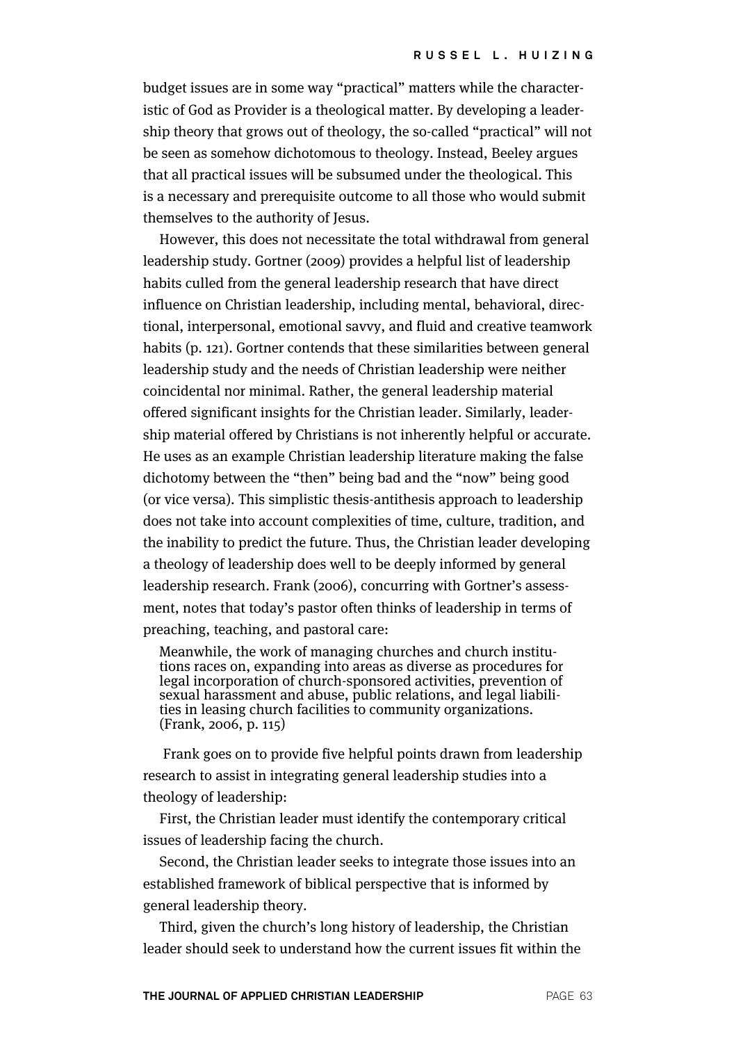budget issues are in some way "practical" matters while the characteristic of God as Provider is a theological matter. By developing a leadership theory that grows out of theology, the so-called "practical" will not be seen as somehow dichotomous to theology. Instead, Beeley argues that all practical issues will be subsumed under the theological. This is a necessary and prerequisite outcome to all those who would submit themselves to the authority of Jesus.

However, this does not necessitate the total withdrawal from general leadership study. Gortner (2009) provides a helpful list of leadership habits culled from the general leadership research that have direct influence on Christian leadership, including mental, behavioral, directional, interpersonal, emotional savvy, and fluid and creative teamwork habits (p. 121). Gortner contends that these similarities between general leadership study and the needs of Christian leadership were neither coincidental nor minimal. Rather, the general leadership material offered significant insights for the Christian leader. Similarly, leadership material offered by Christians is not inherently helpful or accurate. He uses as an example Christian leadership literature making the false dichotomy between the "then" being bad and the "now" being good (or vice versa). This simplistic thesis-antithesis approach to leadership does not take into account complexities of time, culture, tradition, and the inability to predict the future. Thus, the Christian leader developing a theology of leadership does well to be deeply informed by general leadership research. Frank (2006), concurring with Gortner's assessment, notes that today's pastor often thinks of leadership in terms of preaching, teaching, and pastoral care:

> Meanwhile, the work of managing churches and church institutions races on, expanding into areas as diverse as procedures for legal incorporation of church-sponsored activities, prevention of sexual harassment and abuse, public relations, and legal liabilities in leasing church facilities to community organizations. (Frank, 2006, p. 115)

Frank goes on to provide five helpful points drawn from leadership research to assist in integrating general leadership studies into a theology of leadership:

First, the Christian leader must identify the contemporary critical issues of leadership facing the church.

Second, the Christian leader seeks to integrate those issues into an established framework of biblical perspective that is informed by general leadership theory.

Third, given the church's long history of leadership, the Christian leader should seek to understand how the current issues fit within the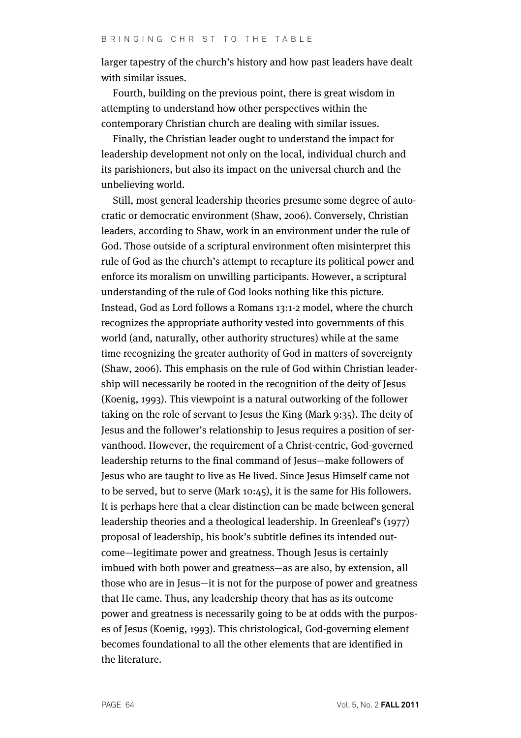larger tapestry of the church's history and how past leaders have dealt with similar issues.

Fourth, building on the previous point, there is great wisdom in attempting to understand how other perspectives within the contemporary Christian church are dealing with similar issues.

Finally, the Christian leader ought to understand the impact for leadership development not only on the local, individual church and its parishioners, but also its impact on the universal church and the unbelieving world.

Still, most general leadership theories presume some degree of autocratic or democratic environment (Shaw, 2006). Conversely, Christian leaders, according to Shaw, work in an environment under the rule of God. Those outside of a scriptural environment often misinterpret this rule of God as the church's attempt to recapture its political power and enforce its moralism on unwilling participants. However, a scriptural understanding of the rule of God looks nothing like this picture. Instead, God as Lord follows a Romans 13:1-2 model, where the church recognizes the appropriate authority vested into governments of this world (and, naturally, other authority structures) while at the same time recognizing the greater authority of God in matters of sovereignty (Shaw, 2006). This emphasis on the rule of God within Christian leadership will necessarily be rooted in the recognition of the deity of Jesus (Koenig, 1993). This viewpoint is a natural outworking of the follower taking on the role of servant to Jesus the King (Mark 9:35). The deity of Jesus and the follower's relationship to Jesus requires a position of servanthood. However, the requirement of a Christ-centric, God-governed leadership returns to the final command of Jesus—make followers of Jesus who are taught to live as He lived. Since Jesus Himself came not to be served, but to serve (Mark 10:45), it is the same for His followers. It is perhaps here that a clear distinction can be made between general leadership theories and a theological leadership. In Greenleaf's (1977) proposal of leadership, his book's subtitle defines its intended outcome—legitimate power and greatness. Though Jesus is certainly imbued with both power and greatness—as are also, by extension, all those who are in Jesus—it is not for the purpose of power and greatness that He came. Thus, any leadership theory that has as its outcome power and greatness is necessarily going to be at odds with the purposes of Jesus (Koenig, 1993). This christological, God-governing element becomes foundational to all the other elements that are identified in the literature.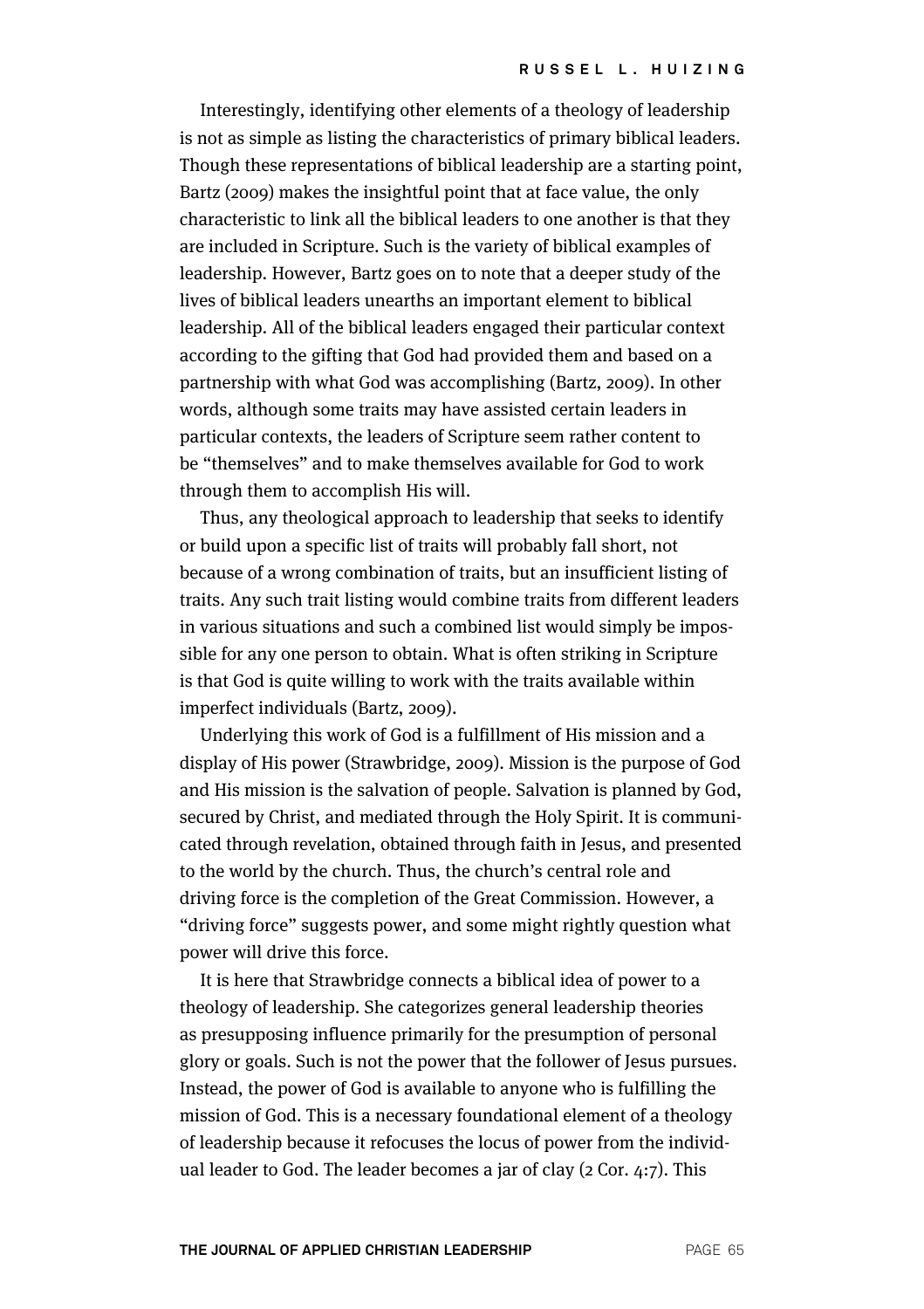Interestingly, identifying other elements of a theology of leadership is not as simple as listing the characteristics of primary biblical leaders. Though these representations of biblical leadership are a starting point, Bartz (2009) makes the insightful point that at face value, the only characteristic to link all the biblical leaders to one another is that they are included in Scripture. Such is the variety of biblical examples of leadership. However, Bartz goes on to note that a deeper study of the lives of biblical leaders unearths an important element to biblical leadership. All of the biblical leaders engaged their particular context according to the gifting that God had provided them and based on a partnership with what God was accomplishing (Bartz, 2009). In other words, although some traits may have assisted certain leaders in particular contexts, the leaders of Scripture seem rather content to be "themselves" and to make themselves available for God to work through them to accomplish His will.

Thus, any theological approach to leadership that seeks to identify or build upon a specific list of traits will probably fall short, not because of a wrong combination of traits, but an insufficient listing of traits. Any such trait listing would combine traits from different leaders in various situations and such a combined list would simply be impossible for any one person to obtain. What is often striking in Scripture is that God is quite willing to work with the traits available within imperfect individuals (Bartz, 2009).

Underlying this work of God is a fulfillment of His mission and a display of His power (Strawbridge, 2009). Mission is the purpose of God and His mission is the salvation of people. Salvation is planned by God, secured by Christ, and mediated through the Holy Spirit. It is communicated through revelation, obtained through faith in Jesus, and presented to the world by the church. Thus, the church's central role and driving force is the completion of the Great Commission. However, a "driving force" suggests power, and some might rightly question what power will drive this force.

It is here that Strawbridge connects a biblical idea of power to a theology of leadership. She categorizes general leadership theories as presupposing influence primarily for the presumption of personal glory or goals. Such is not the power that the follower of Jesus pursues. Instead, the power of God is available to anyone who is fulfilling the mission of God. This is a necessary foundational element of a theology of leadership because it refocuses the locus of power from the individual leader to God. The leader becomes a jar of clay (2 Cor. 4:7). This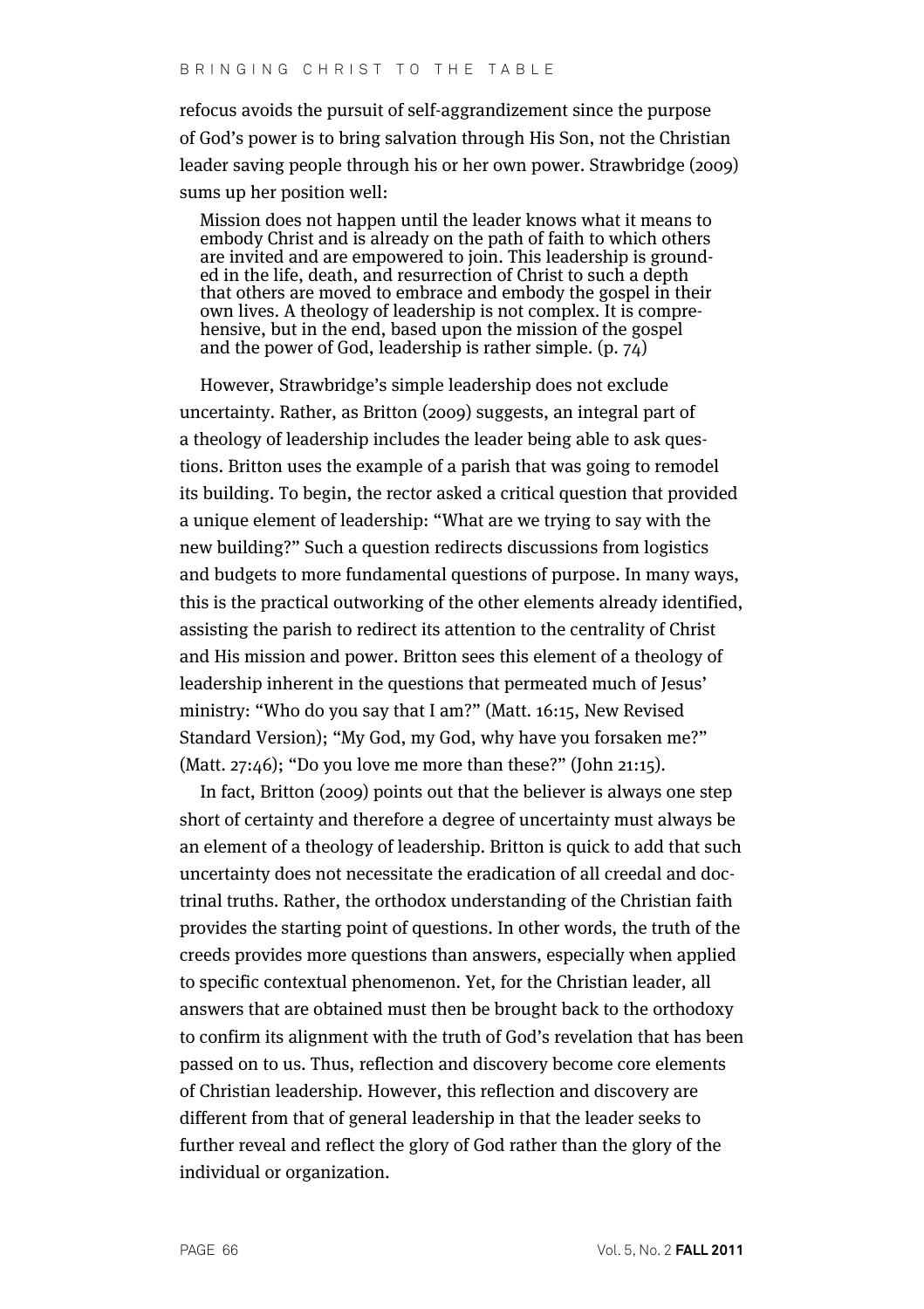refocus avoids the pursuit of self-aggrandizement since the purpose of God's power is to bring salvation through His Son, not the Christian leader saving people through his or her own power. Strawbridge (2009) sums up her position well:

> Mission does not happen until the leader knows what it means to embody Christ and is already on the path of faith to which others are invited and are empowered to join. This leadership is grounded in the life, death, and resurrection of Christ to such a depth that others are moved to embrace and embody the gospel in their own lives. A theology of leadership is not complex. It is comprehensive, but in the end, based upon the mission of the gospel and the power of God, leadership is rather simple. (p. 74)

However, Strawbridge's simple leadership does not exclude uncertainty. Rather, as Britton (2009) suggests, an integral part of a theology of leadership includes the leader being able to ask questions. Britton uses the example of a parish that was going to remodel its building. To begin, the rector asked a critical question that provided a unique element of leadership: "What are we trying to say with the new building?" Such a question redirects discussions from logistics and budgets to more fundamental questions of purpose. In many ways, this is the practical outworking of the other elements already identified, assisting the parish to redirect its attention to the centrality of Christ and His mission and power. Britton sees this element of a theology of leadership inherent in the questions that permeated much of Jesus' ministry: "Who do you say that I am?" (Matt. 16:15, New Revised Standard Version); "My God, my God, why have you forsaken me?" (Matt. 27:46); "Do you love me more than these?" (John 21:15).

In fact, Britton (2009) points out that the believer is always one step short of certainty and therefore a degree of uncertainty must always be an element of a theology of leadership. Britton is quick to add that such uncertainty does not necessitate the eradication of all creedal and doctrinal truths. Rather, the orthodox understanding of the Christian faith provides the starting point of questions. In other words, the truth of the creeds provides more questions than answers, especially when applied to specific contextual phenomenon. Yet, for the Christian leader, all answers that are obtained must then be brought back to the orthodoxy to confirm its alignment with the truth of God's revelation that has been passed on to us. Thus, reflection and discovery become core elements of Christian leadership. However, this reflection and discovery are different from that of general leadership in that the leader seeks to further reveal and reflect the glory of God rather than the glory of the individual or organization.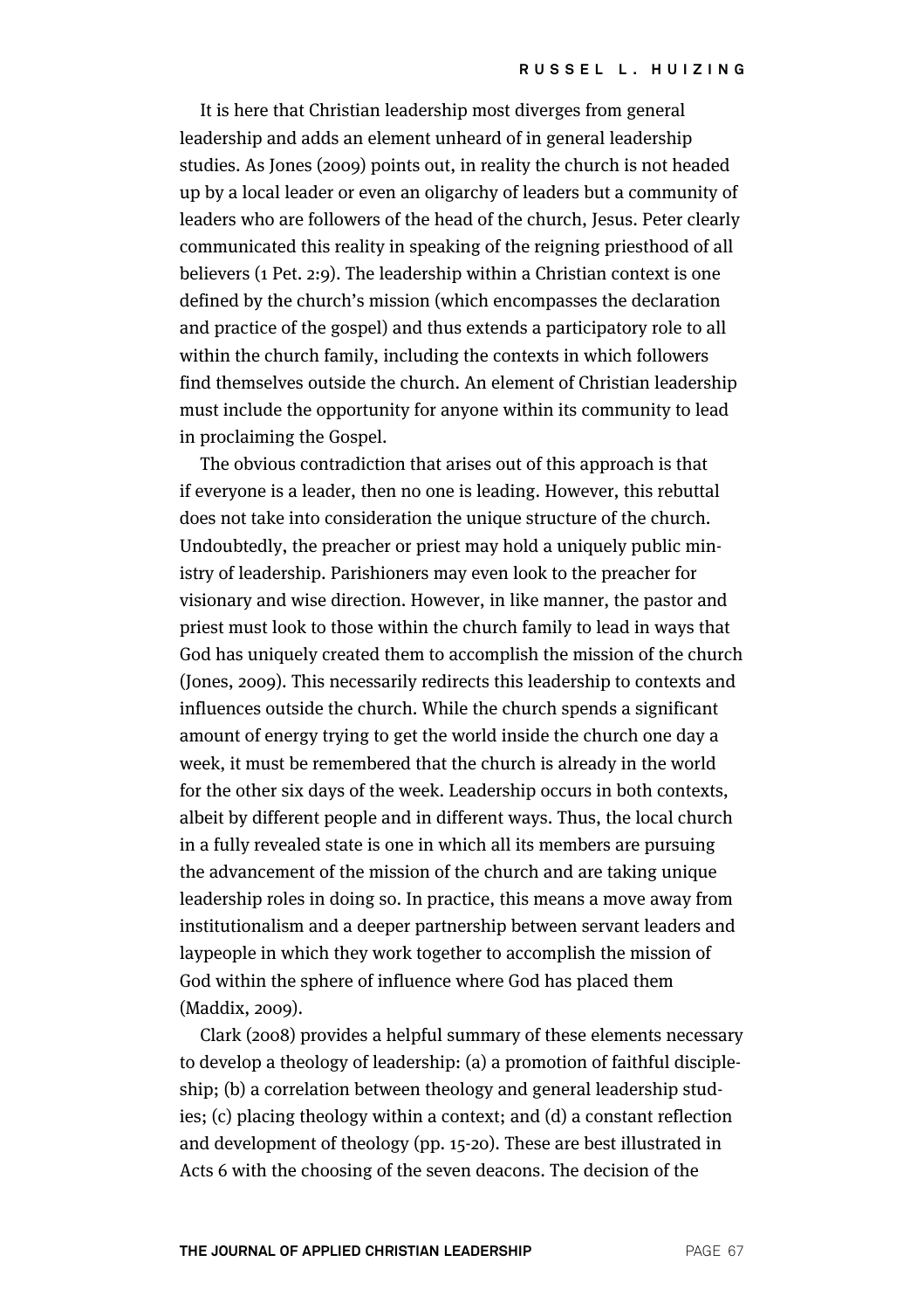It is here that Christian leadership most diverges from general leadership and adds an element unheard of in general leadership studies. As Jones (2009) points out, in reality the church is not headed up by a local leader or even an oligarchy of leaders but a community of leaders who are followers of the head of the church, Jesus. Peter clearly communicated this reality in speaking of the reigning priesthood of all believers (1 Pet. 2:9). The leadership within a Christian context is one defined by the church's mission (which encompasses the declaration and practice of the gospel) and thus extends a participatory role to all within the church family, including the contexts in which followers find themselves outside the church. An element of Christian leadership must include the opportunity for anyone within its community to lead in proclaiming the Gospel.

The obvious contradiction that arises out of this approach is that if everyone is a leader, then no one is leading. However, this rebuttal does not take into consideration the unique structure of the church. Undoubtedly, the preacher or priest may hold a uniquely public ministry of leadership. Parishioners may even look to the preacher for visionary and wise direction. However, in like manner, the pastor and priest must look to those within the church family to lead in ways that God has uniquely created them to accomplish the mission of the church (Jones, 2009). This necessarily redirects this leadership to contexts and influences outside the church. While the church spends a significant amount of energy trying to get the world inside the church one day a week, it must be remembered that the church is already in the world for the other six days of the week. Leadership occurs in both contexts, albeit by different people and in different ways. Thus, the local church in a fully revealed state is one in which all its members are pursuing the advancement of the mission of the church and are taking unique leadership roles in doing so. In practice, this means a move away from institutionalism and a deeper partnership between servant leaders and laypeople in which they work together to accomplish the mission of God within the sphere of influence where God has placed them (Maddix, 2009).

Clark (2008) provides a helpful summary of these elements necessary to develop a theology of leadership: (a) a promotion of faithful discipleship; (b) a correlation between theology and general leadership studies; (c) placing theology within a context; and (d) a constant reflection and development of theology (pp. 15-20). These are best illustrated in Acts 6 with the choosing of the seven deacons. The decision of the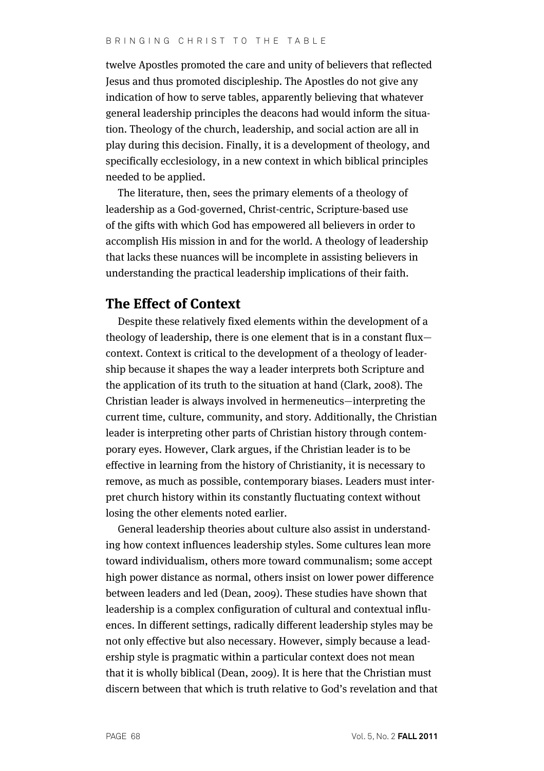twelve Apostles promoted the care and unity of believers that reflected Jesus and thus promoted discipleship. The Apostles do not give any indication of how to serve tables, apparently believing that whatever general leadership principles the deacons had would inform the situation. Theology of the church, leadership, and social action are all in play during this decision. Finally, it is a development of theology, and specifically ecclesiology, in a new context in which biblical principles needed to be applied.

The literature, then, sees the primary elements of a theology of leadership as a God-governed, Christ-centric, Scripture-based use of the gifts with which God has empowered all believers in order to accomplish His mission in and for the world. A theology of leadership that lacks these nuances will be incomplete in assisting believers in understanding the practical leadership implications of their faith.

## The Effect of Context

Despite these relatively fixed elements within the development of a theology of leadership, there is one element that is in a constant flux—context. Context is critical to the development of a theology of leadership because it shapes the way a leader interprets both Scripture and the application of its truth to the situation at hand (Clark, 2008). The Christian leader is always involved in hermeneutics—interpreting the current time, culture, community, and story. Additionally, the Christian leader is interpreting other parts of Christian history through contemporary eyes. However, Clark argues, if the Christian leader is to be effective in learning from the history of Christianity, it is necessary to remove, as much as possible, contemporary biases. Leaders must interpret church history within its constantly fluctuating context without losing the other elements noted earlier.

General leadership theories about culture also assist in understanding how context influences leadership styles. Some cultures lean more toward individualism, others more toward communalism; some accept high power distance as normal, others insist on lower power difference between leaders and led (Dean, 2009). These studies have shown that leadership is a complex configuration of cultural and contextual influences. In different settings, radically different leadership styles may be not only effective but also necessary. However, simply because a leadership style is pragmatic within a particular context does not mean that it is wholly biblical (Dean, 2009). It is here that the Christian must discern between that which is truth relative to God's revelation and that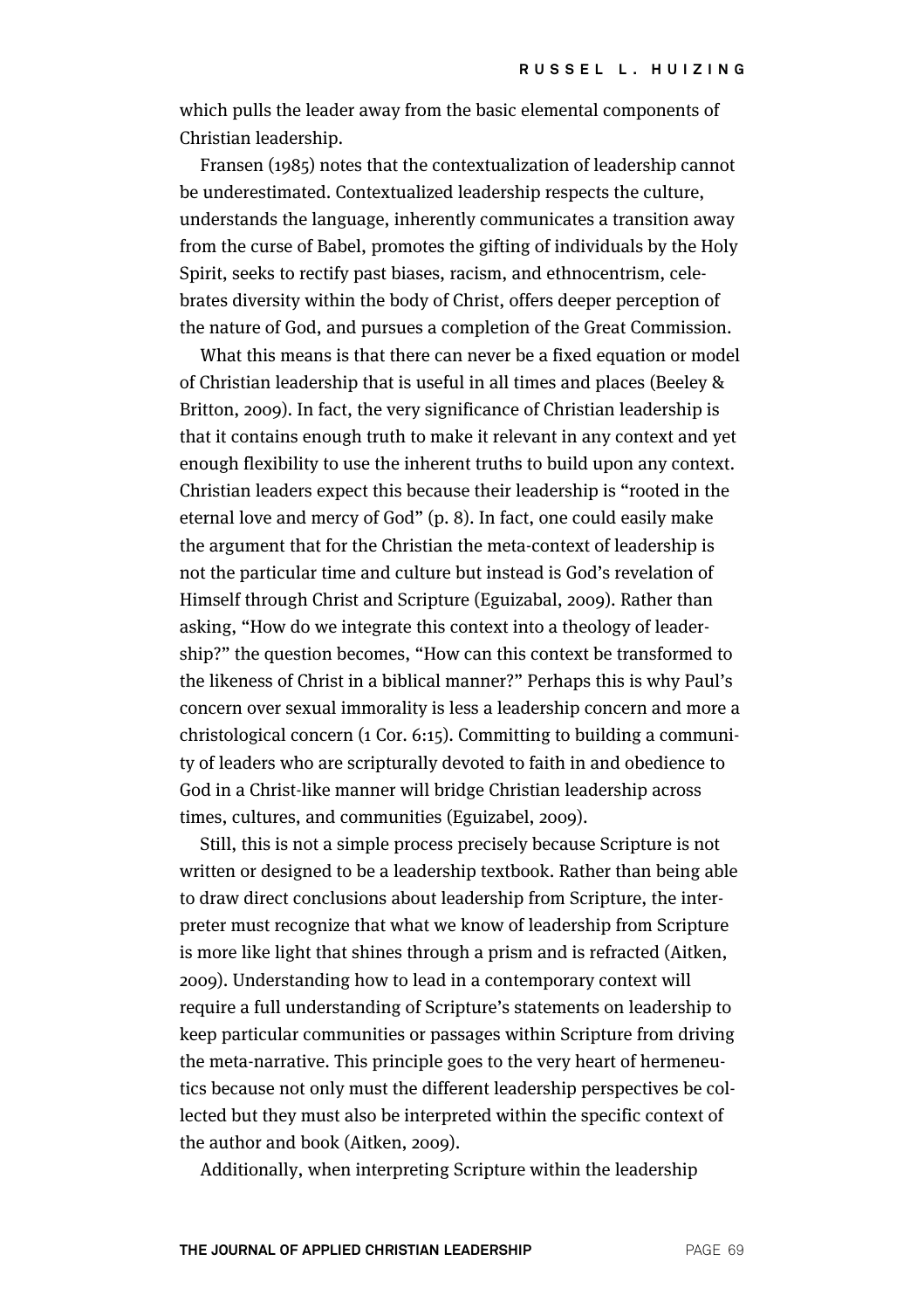which pulls the leader away from the basic elemental components of Christian leadership.

Fransen (1985) notes that the contextualization of leadership cannot be underestimated. Contextualized leadership respects the culture, understands the language, inherently communicates a transition away from the curse of Babel, promotes the gifting of individuals by the Holy Spirit, seeks to rectify past biases, racism, and ethnocentrism, celebrates diversity within the body of Christ, offers deeper perception of the nature of God, and pursues a completion of the Great Commission.

What this means is that there can never be a fixed equation or model of Christian leadership that is useful in all times and places (Beeley & Britton, 2009). In fact, the very significance of Christian leadership is that it contains enough truth to make it relevant in any context and yet enough flexibility to use the inherent truths to build upon any context. Christian leaders expect this because their leadership is "rooted in the eternal love and mercy of God" (p. 8). In fact, one could easily make the argument that for the Christian the meta-context of leadership is not the particular time and culture but instead is God's revelation of Himself through Christ and Scripture (Eguizabal, 2009). Rather than asking, "How do we integrate this context into a theology of leadership?" the question becomes, "How can this context be transformed to the likeness of Christ in a biblical manner?" Perhaps this is why Paul's concern over sexual immorality is less a leadership concern and more a christological concern (1 Cor. 6:15). Committing to building a community of leaders who are scripturally devoted to faith in and obedience to God in a Christ-like manner will bridge Christian leadership across times, cultures, and communities (Eguizabel, 2009).

Still, this is not a simple process precisely because Scripture is not written or designed to be a leadership textbook. Rather than being able to draw direct conclusions about leadership from Scripture, the interpreter must recognize that what we know of leadership from Scripture is more like light that shines through a prism and is refracted (Aitken, 2009). Understanding how to lead in a contemporary context will require a full understanding of Scripture's statements on leadership to keep particular communities or passages within Scripture from driving the meta-narrative. This principle goes to the very heart of hermeneutics because not only must the different leadership perspectives be collected but they must also be interpreted within the specific context of the author and book (Aitken, 2009).

Additionally, when interpreting Scripture within the leadership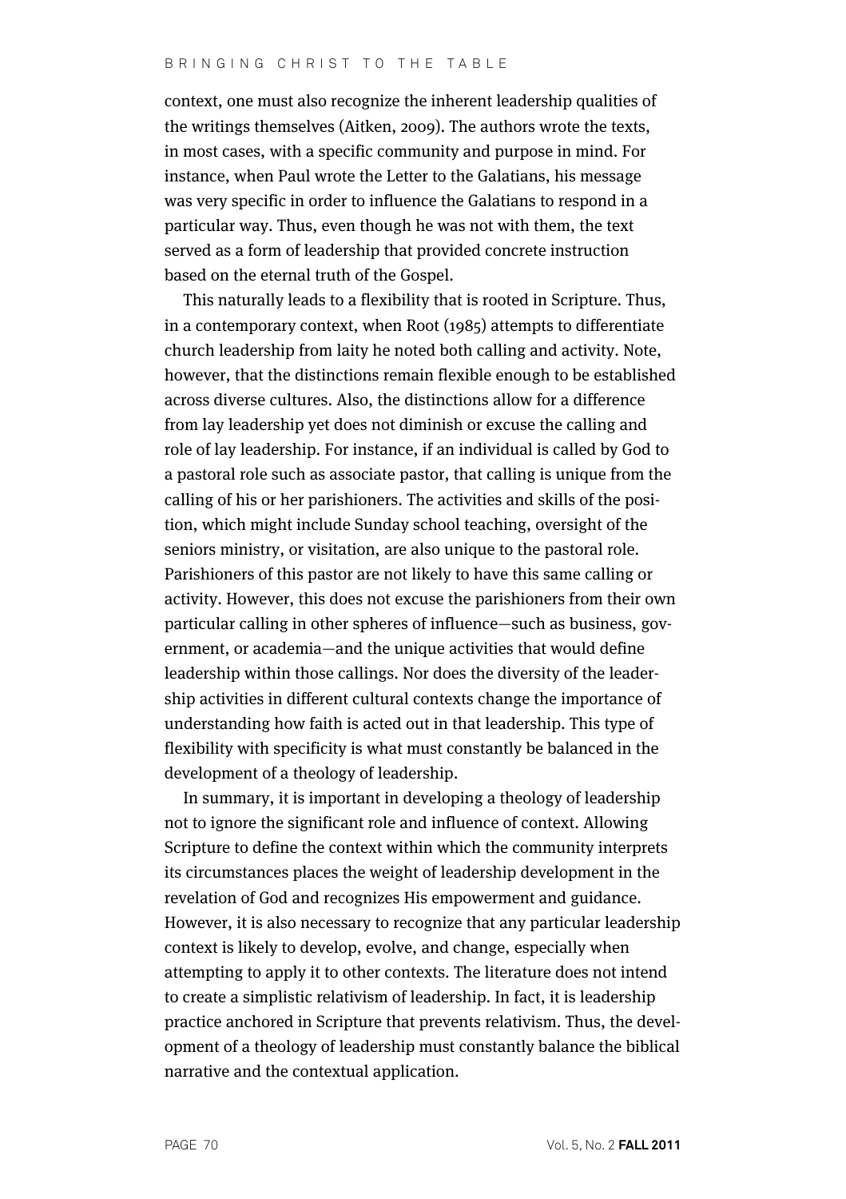context, one must also recognize the inherent leadership qualities of the writings themselves (Aitken, 2009). The authors wrote the texts, in most cases, with a specific community and purpose in mind. For instance, when Paul wrote the Letter to the Galatians, his message was very specific in order to influence the Galatians to respond in a particular way. Thus, even though he was not with them, the text served as a form of leadership that provided concrete instruction based on the eternal truth of the Gospel.

This naturally leads to a flexibility that is rooted in Scripture. Thus, in a contemporary context, when Root (1985) attempts to differentiate church leadership from laity he noted both calling and activity. Note, however, that the distinctions remain flexible enough to be established across diverse cultures. Also, the distinctions allow for a difference from lay leadership yet does not diminish or excuse the calling and role of lay leadership. For instance, if an individual is called by God to a pastoral role such as associate pastor, that calling is unique from the calling of his or her parishioners. The activities and skills of the position, which might include Sunday school teaching, oversight of the seniors ministry, or visitation, are also unique to the pastoral role. Parishioners of this pastor are not likely to have this same calling or activity. However, this does not excuse the parishioners from their own particular calling in other spheres of influence—such as business, government, or academia—and the unique activities that would define leadership within those callings. Nor does the diversity of the leadership activities in different cultural contexts change the importance of understanding how faith is acted out in that leadership. This type of flexibility with specificity is what must constantly be balanced in the development of a theology of leadership.

In summary, it is important in developing a theology of leadership not to ignore the significant role and influence of context. Allowing Scripture to define the context within which the community interprets its circumstances places the weight of leadership development in the revelation of God and recognizes His empowerment and guidance. However, it is also necessary to recognize that any particular leadership context is likely to develop, evolve, and change, especially when attempting to apply it to other contexts. The literature does not intend to create a simplistic relativism of leadership. In fact, it is leadership practice anchored in Scripture that prevents relativism. Thus, the development of a theology of leadership must constantly balance the biblical narrative and the contextual application.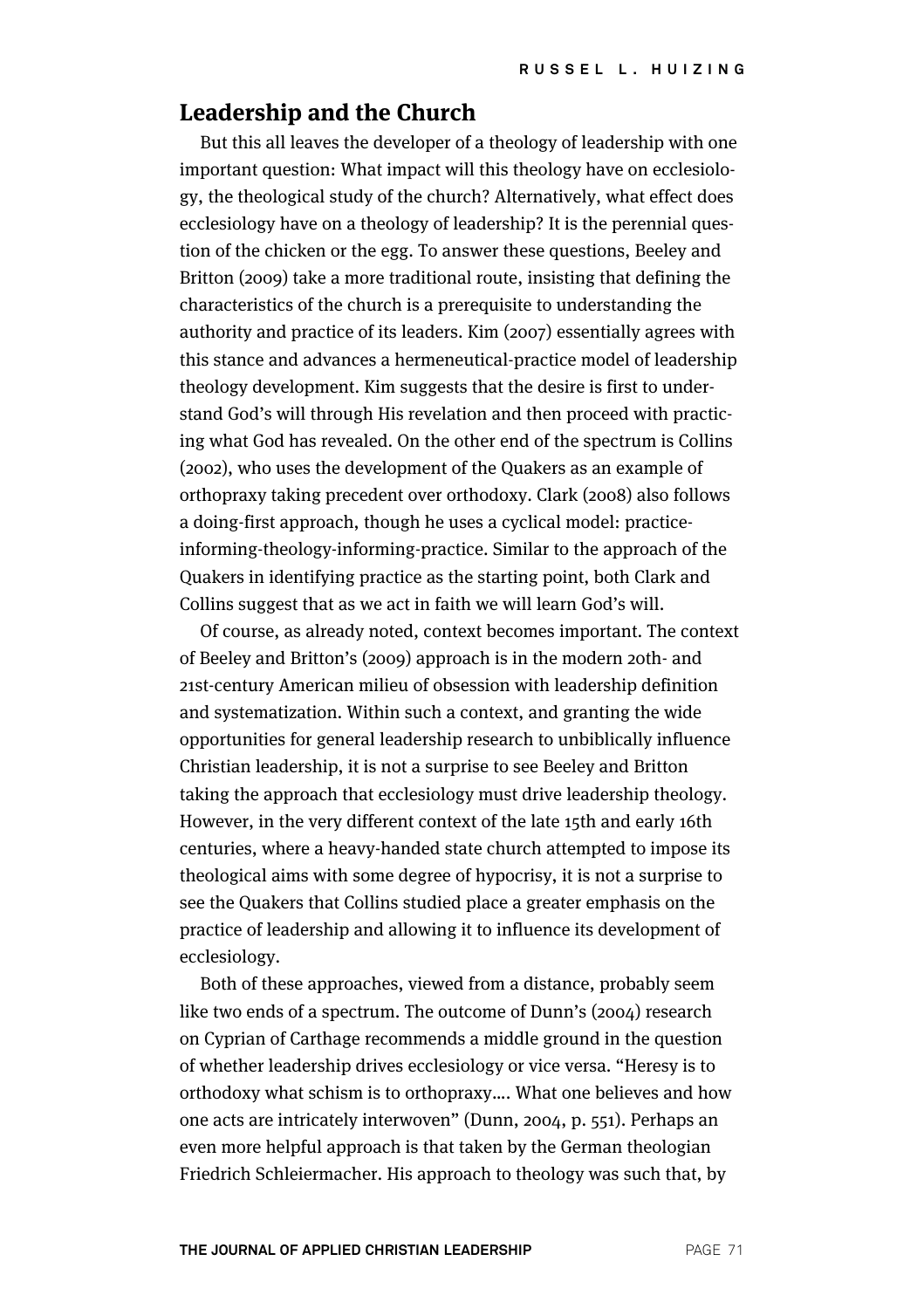## Leadership and the Church

But this all leaves the developer of a theology of leadership with one important question: What impact will this theology have on ecclesiology, the theological study of the church? Alternatively, what effect does ecclesiology have on a theology of leadership? It is the perennial question of the chicken or the egg. To answer these questions, Beeley and Britton (2009) take a more traditional route, insisting that defining the characteristics of the church is a prerequisite to understanding the authority and practice of its leaders. Kim (2007) essentially agrees with this stance and advances a hermeneutical-practice model of leadership theology development. Kim suggests that the desire is first to understand God's will through His revelation and then proceed with practicing what God has revealed. On the other end of the spectrum is Collins (2002), who uses the development of the Quakers as an example of orthopraxy taking precedent over orthodoxy. Clark (2008) also follows a doing-first approach, though he uses a cyclical model: practice-informing-theology-informing-practice. Similar to the approach of the Quakers in identifying practice as the starting point, both Clark and Collins suggest that as we act in faith we will learn God's will.

Of course, as already noted, context becomes important. The context of Beeley and Britton's (2009) approach is in the modern 20th- and 21st-century American milieu of obsession with leadership definition and systematization. Within such a context, and granting the wide opportunities for general leadership research to unbiblically influence Christian leadership, it is not a surprise to see Beeley and Britton taking the approach that ecclesiology must drive leadership theology. However, in the very different context of the late 15th and early 16th centuries, where a heavy-handed state church attempted to impose its theological aims with some degree of hypocrisy, it is not a surprise to see the Quakers that Collins studied place a greater emphasis on the practice of leadership and allowing it to influence its development of ecclesiology.

Both of these approaches, viewed from a distance, probably seem like two ends of a spectrum. The outcome of Dunn's (2004) research on Cyprian of Carthage recommends a middle ground in the question of whether leadership drives ecclesiology or vice versa. "Heresy is to orthodoxy what schism is to orthopraxy…. What one believes and how one acts are intricately interwoven" (Dunn, 2004, p. 551). Perhaps an even more helpful approach is that taken by the German theologian Friedrich Schleiermacher. His approach to theology was such that, by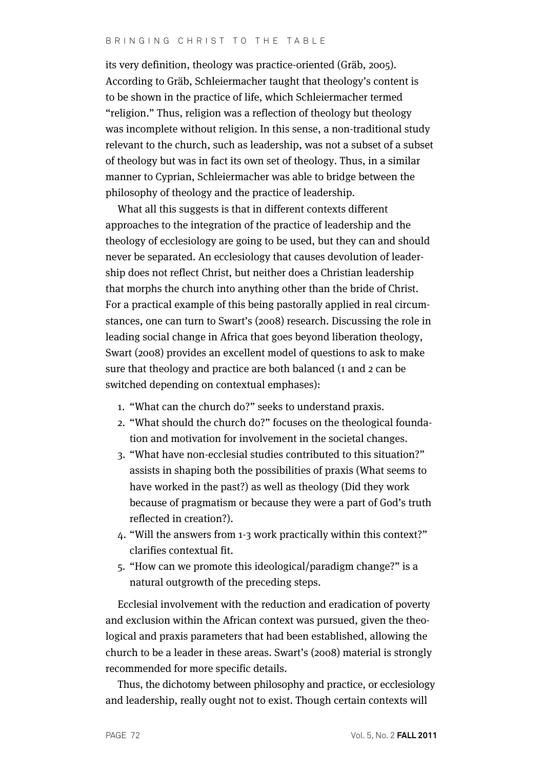its very definition, theology was practice-oriented (Gräb, 2005). According to Gräb, Schleiermacher taught that theology's content is to be shown in the practice of life, which Schleiermacher termed "religion." Thus, religion was a reflection of theology but theology was incomplete without religion. In this sense, a non-traditional study relevant to the church, such as leadership, was not a subset of a subset of theology but was in fact its own set of theology. Thus, in a similar manner to Cyprian, Schleiermacher was able to bridge between the philosophy of theology and the practice of leadership.

What all this suggests is that in different contexts different approaches to the integration of the practice of leadership and the theology of ecclesiology are going to be used, but they can and should never be separated. An ecclesiology that causes devolution of leadership does not reflect Christ, but neither does a Christian leadership that morphs the church into anything other than the bride of Christ. For a practical example of this being pastorally applied in real circumstances, one can turn to Swart's (2008) research. Discussing the role in leading social change in Africa that goes beyond liberation theology, Swart (2008) provides an excellent model of questions to ask to make sure that theology and practice are both balanced (1 and 2 can be switched depending on contextual emphases):

1. "What can the church do?" seeks to understand praxis.
2. "What should the church do?" focuses on the theological foundation and motivation for involvement in the societal changes.
3. "What have non-ecclesial studies contributed to this situation?" assists in shaping both the possibilities of praxis (What seems to have worked in the past?) as well as theology (Did they work because of pragmatism or because they were a part of God's truth reflected in creation?).
4. "Will the answers from 1-3 work practically within this context?" clarifies contextual fit.
5. "How can we promote this ideological/paradigm change?" is a natural outgrowth of the preceding steps.

Ecclesial involvement with the reduction and eradication of poverty and exclusion within the African context was pursued, given the theological and praxis parameters that had been established, allowing the church to be a leader in these areas. Swart's (2008) material is strongly recommended for more specific details.

Thus, the dichotomy between philosophy and practice, or ecclesiology and leadership, really ought not to exist. Though certain contexts will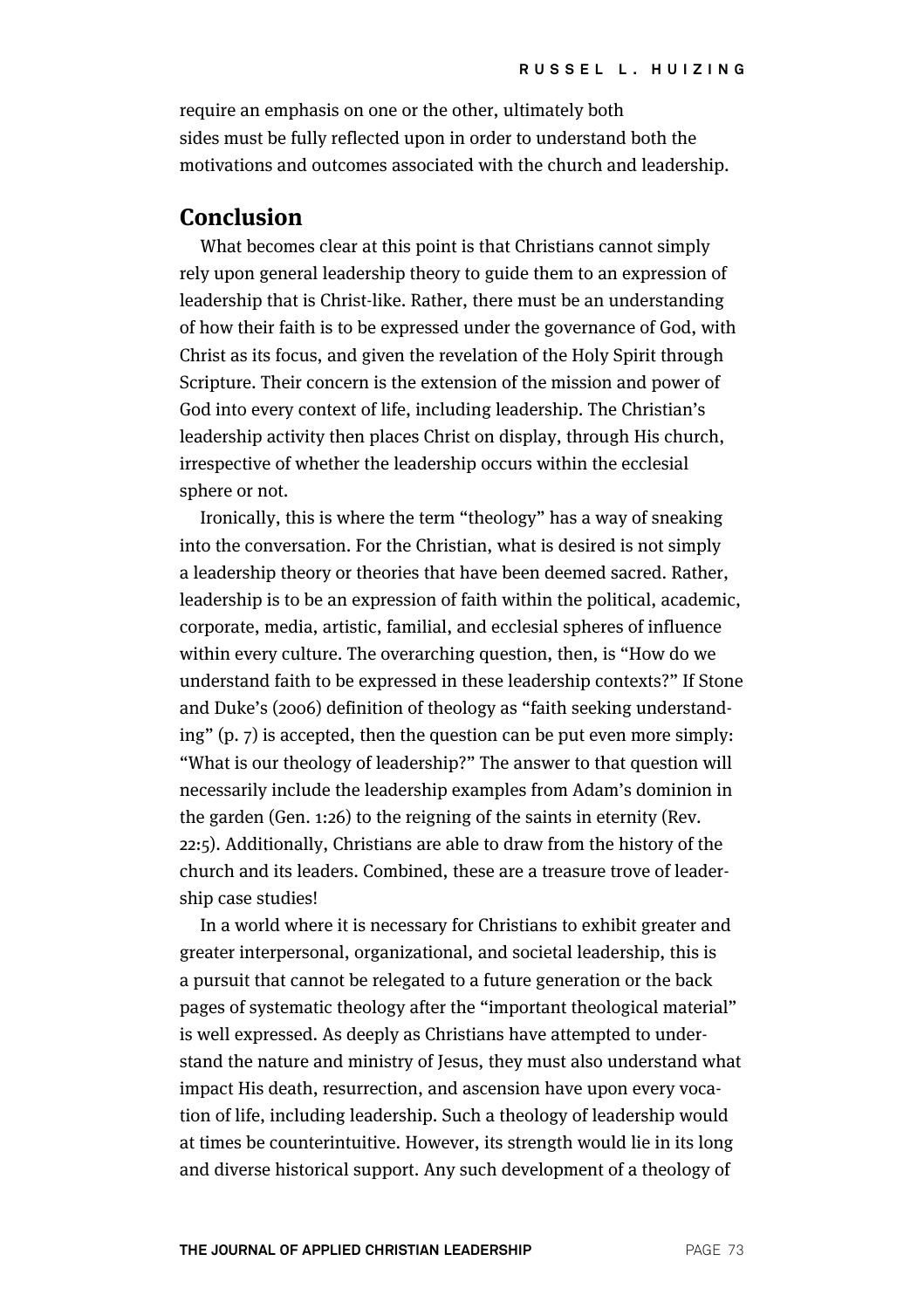require an emphasis on one or the other, ultimately both sides must be fully reflected upon in order to understand both the motivations and outcomes associated with the church and leadership.

## Conclusion

What becomes clear at this point is that Christians cannot simply rely upon general leadership theory to guide them to an expression of leadership that is Christ-like. Rather, there must be an understanding of how their faith is to be expressed under the governance of God, with Christ as its focus, and given the revelation of the Holy Spirit through Scripture. Their concern is the extension of the mission and power of God into every context of life, including leadership. The Christian's leadership activity then places Christ on display, through His church, irrespective of whether the leadership occurs within the ecclesial sphere or not.

Ironically, this is where the term "theology" has a way of sneaking into the conversation. For the Christian, what is desired is not simply a leadership theory or theories that have been deemed sacred. Rather, leadership is to be an expression of faith within the political, academic, corporate, media, artistic, familial, and ecclesial spheres of influence within every culture. The overarching question, then, is "How do we understand faith to be expressed in these leadership contexts?" If Stone and Duke's (2006) definition of theology as "faith seeking understanding" (p. 7) is accepted, then the question can be put even more simply: "What is our theology of leadership?" The answer to that question will necessarily include the leadership examples from Adam's dominion in the garden (Gen. 1:26) to the reigning of the saints in eternity (Rev. 22:5). Additionally, Christians are able to draw from the history of the church and its leaders. Combined, these are a treasure trove of leadership case studies!

In a world where it is necessary for Christians to exhibit greater and greater interpersonal, organizational, and societal leadership, this is a pursuit that cannot be relegated to a future generation or the back pages of systematic theology after the "important theological material" is well expressed. As deeply as Christians have attempted to understand the nature and ministry of Jesus, they must also understand what impact His death, resurrection, and ascension have upon every vocation of life, including leadership. Such a theology of leadership would at times be counterintuitive. However, its strength would lie in its long and diverse historical support. Any such development of a theology of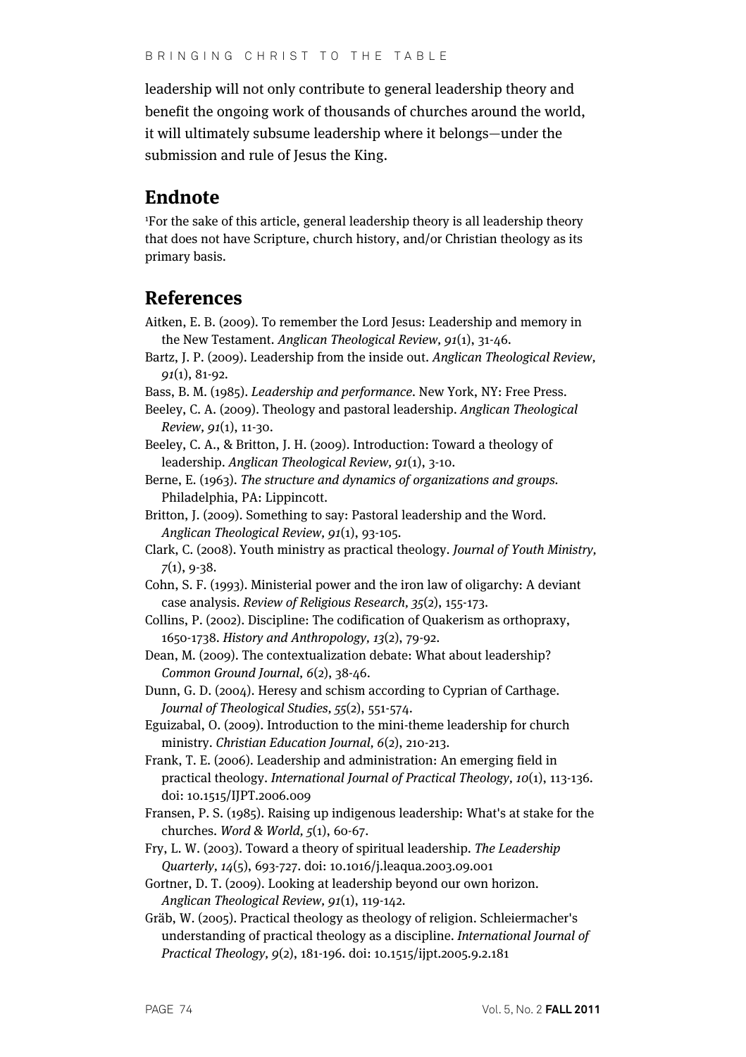leadership will not only contribute to general leadership theory and benefit the ongoing work of thousands of churches around the world, it will ultimately subsume leadership where it belongs—under the submission and rule of Jesus the King.

## Endnote

[1]For the sake of this article, general leadership theory is all leadership theory that does not have Scripture, church history, and/or Christian theology as its primary basis.

## References

Aitken, E. B. (2009). To remember the Lord Jesus: Leadership and memory in the New Testament. *Anglican Theological Review, 91*(1), 31-46.

Bartz, J. P. (2009). Leadership from the inside out. *Anglican Theological Review, 91*(1), 81-92.

Bass, B. M. (1985). *Leadership and performance*. New York, NY: Free Press.

Beeley, C. A. (2009). Theology and pastoral leadership. *Anglican Theological Review, 91*(1), 11-30.

Beeley, C. A., & Britton, J. H. (2009). Introduction: Toward a theology of leadership. *Anglican Theological Review, 91*(1), 3-10.

Berne, E. (1963). *The structure and dynamics of organizations and groups.* Philadelphia, PA: Lippincott.

Britton, J. (2009). Something to say: Pastoral leadership and the Word. *Anglican Theological Review, 91*(1), 93-105.

Clark, C. (2008). Youth ministry as practical theology. *Journal of Youth Ministry, 7*(1), 9-38.

Cohn, S. F. (1993). Ministerial power and the iron law of oligarchy: A deviant case analysis. *Review of Religious Research, 35*(2), 155-173.

Collins, P. (2002). Discipline: The codification of Quakerism as orthopraxy, 1650-1738. *History and Anthropology, 13*(2), 79-92.

Dean, M. (2009). The contextualization debate: What about leadership? *Common Ground Journal, 6*(2), 38-46.

Dunn, G. D. (2004). Heresy and schism according to Cyprian of Carthage. *Journal of Theological Studies, 55*(2), 551-574.

Eguizabal, O. (2009). Introduction to the mini-theme leadership for church ministry. *Christian Education Journal, 6*(2), 210-213.

Frank, T. E. (2006). Leadership and administration: An emerging field in practical theology. *International Journal of Practical Theology*, *10*(1), 113-136. doi: 10.1515/IJPT.2006.009

Fransen, P. S. (1985). Raising up indigenous leadership: What's at stake for the churches. *Word & World, 5*(1), 60-67.

Fry, L. W. (2003). Toward a theory of spiritual leadership. *The Leadership Quarterly, 14*(5), 693-727. doi: 10.1016/j.leaqua.2003.09.001

Gortner, D. T. (2009). Looking at leadership beyond our own horizon. *Anglican Theological Review, 91*(1), 119-142.

Gräb, W. (2005). Practical theology as theology of religion. Schleiermacher's understanding of practical theology as a discipline. *International Journal of Practical Theology, 9*(2), 181-196. doi: 10.1515/ijpt.2005.9.2.181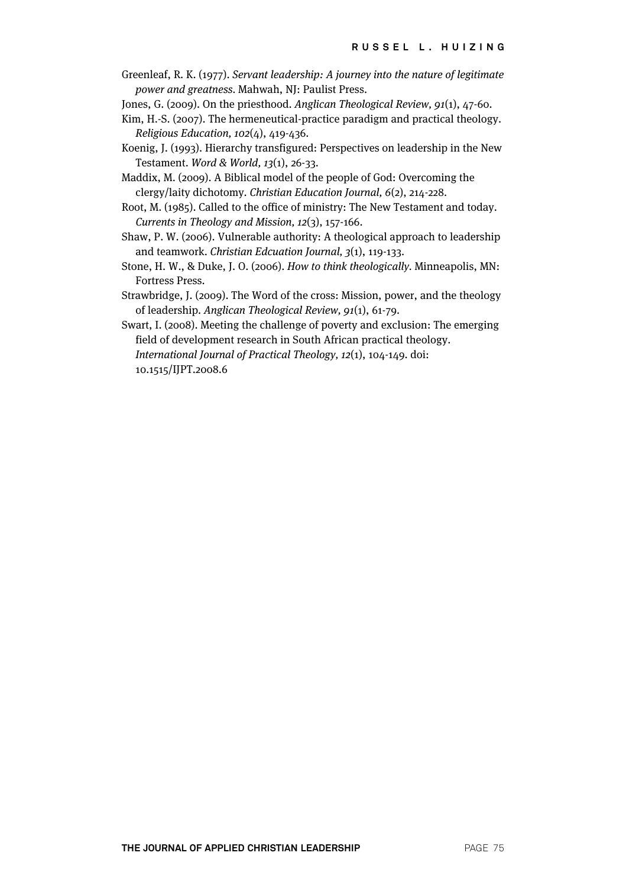Greenleaf, R. K. (1977). *Servant leadership: A journey into the nature of legitimate power and greatness*. Mahwah, NJ: Paulist Press.

Jones, G. (2009). On the priesthood. *Anglican Theological Review, 91*(1), 47-60.

Kim, H.-S. (2007). The hermeneutical-practice paradigm and practical theology. *Religious Education, 102*(4), 419-436.

Koenig, J. (1993). Hierarchy transfigured: Perspectives on leadership in the New Testament. *Word & World, 13*(1), 26-33.

Maddix, M. (2009). A Biblical model of the people of God: Overcoming the clergy/laity dichotomy. *Christian Education Journal, 6*(2), 214-228.

Root, M. (1985). Called to the office of ministry: The New Testament and today. *Currents in Theology and Mission, 12*(3), 157-166.

Shaw, P. W. (2006). Vulnerable authority: A theological approach to leadership and teamwork. *Christian Edcuation Journal, 3*(1), 119-133.

Stone, H. W., & Duke, J. O. (2006). *How to think theologically*. Minneapolis, MN: Fortress Press.

Strawbridge, J. (2009). The Word of the cross: Mission, power, and the theology of leadership. *Anglican Theological Review, 91*(1), 61-79.

Swart, I. (2008). Meeting the challenge of poverty and exclusion: The emerging field of development research in South African practical theology. *International Journal of Practical Theology, 12*(1), 104-149. doi: 10.1515/IJPT.2008.6